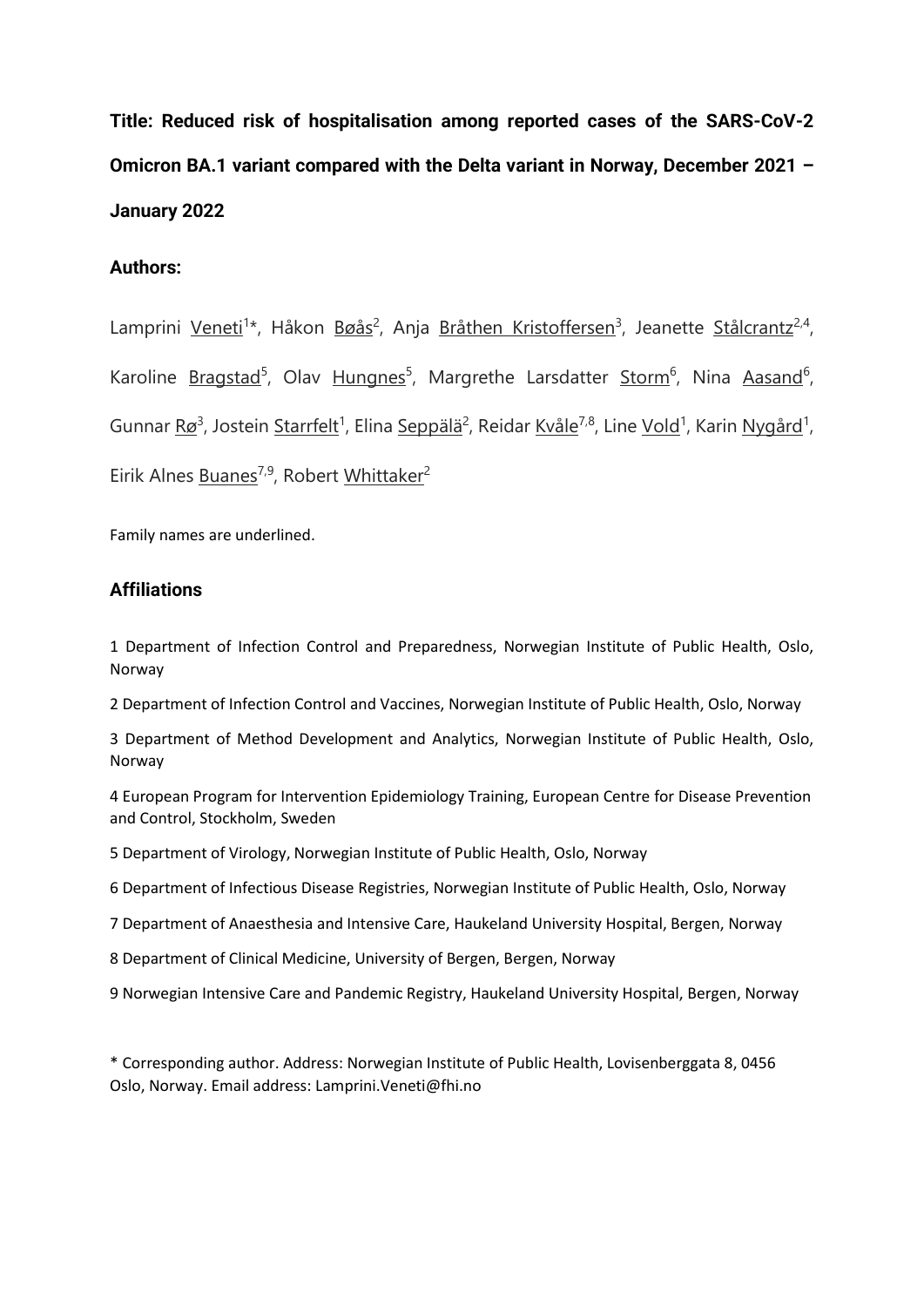**Title: Reduced risk of hospitalisation among reported cases of the SARS-CoV-2 Omicron BA.1 variant compared with the Delta variant in Norway, December 2021 – January 2022**

## Authors:

Lamprini Veneti[1]*, Håkon Bøås[2], Anja Bråthen Kristoffersen[3], Jeanette Stålcrantz[2,4], Karoline Bragstad[5], Olav Hungnes[5], Margrethe Larsdatter Storm[6], Nina Aasand[6], Gunnar Rø[3], Jostein Starrfelt[1], Elina Seppälä[2], Reidar Kvåle[7,8], Line Vold[1], Karin Nygård[1], Eirik Alnes Buanes[7,9], Robert Whittaker[2]

Family names are underlined.

## Affiliations

1 Department of Infection Control and Preparedness, Norwegian Institute of Public Health, Oslo, Norway

2 Department of Infection Control and Vaccines, Norwegian Institute of Public Health, Oslo, Norway

3 Department of Method Development and Analytics, Norwegian Institute of Public Health, Oslo, Norway

4 European Program for Intervention Epidemiology Training, European Centre for Disease Prevention and Control, Stockholm, Sweden

5 Department of Virology, Norwegian Institute of Public Health, Oslo, Norway

6 Department of Infectious Disease Registries, Norwegian Institute of Public Health, Oslo, Norway

7 Department of Anaesthesia and Intensive Care, Haukeland University Hospital, Bergen, Norway

8 Department of Clinical Medicine, University of Bergen, Bergen, Norway

9 Norwegian Intensive Care and Pandemic Registry, Haukeland University Hospital, Bergen, Norway

* Corresponding author. Address: Norwegian Institute of Public Health, Lovisenberggata 8, 0456 Oslo, Norway. Email address: Lamprini.Veneti@fhi.no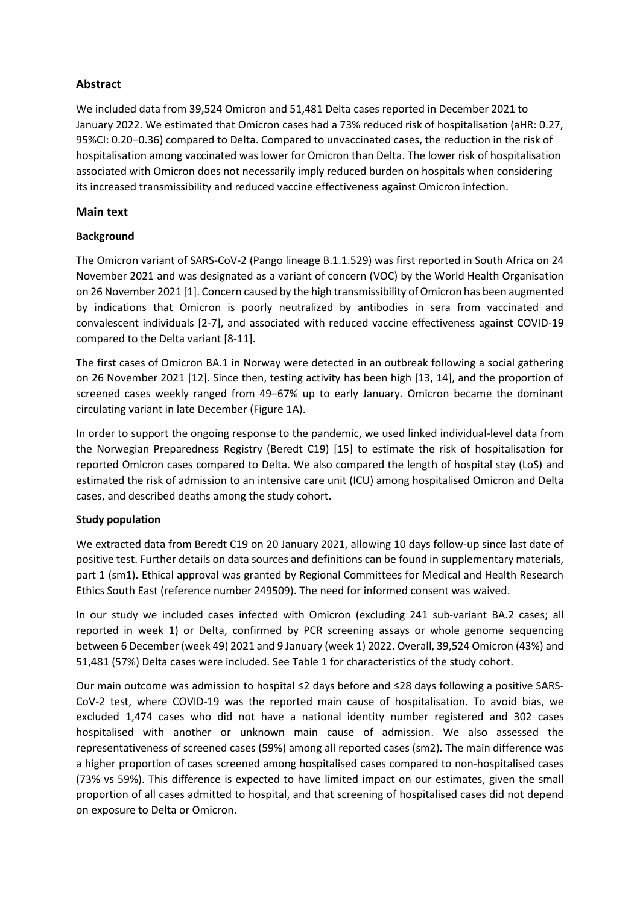## Abstract

We included data from 39,524 Omicron and 51,481 Delta cases reported in December 2021 to January 2022. We estimated that Omicron cases had a 73% reduced risk of hospitalisation (aHR: 0.27, 95%CI: 0.20–0.36) compared to Delta. Compared to unvaccinated cases, the reduction in the risk of hospitalisation among vaccinated was lower for Omicron than Delta. The lower risk of hospitalisation associated with Omicron does not necessarily imply reduced burden on hospitals when considering its increased transmissibility and reduced vaccine effectiveness against Omicron infection.

## Main text

### Background

The Omicron variant of SARS-CoV-2 (Pango lineage B.1.1.529) was first reported in South Africa on 24 November 2021 and was designated as a variant of concern (VOC) by the World Health Organisation on 26 November 2021 [1]. Concern caused by the high transmissibility of Omicron has been augmented by indications that Omicron is poorly neutralized by antibodies in sera from vaccinated and convalescent individuals [2-7], and associated with reduced vaccine effectiveness against COVID-19 compared to the Delta variant [8-11].

The first cases of Omicron BA.1 in Norway were detected in an outbreak following a social gathering on 26 November 2021 [12]. Since then, testing activity has been high [13, 14], and the proportion of screened cases weekly ranged from 49–67% up to early January. Omicron became the dominant circulating variant in late December (Figure 1A).

In order to support the ongoing response to the pandemic, we used linked individual-level data from the Norwegian Preparedness Registry (Beredt C19) [15] to estimate the risk of hospitalisation for reported Omicron cases compared to Delta. We also compared the length of hospital stay (LoS) and estimated the risk of admission to an intensive care unit (ICU) among hospitalised Omicron and Delta cases, and described deaths among the study cohort.

### Study population

We extracted data from Beredt C19 on 20 January 2021, allowing 10 days follow-up since last date of positive test. Further details on data sources and definitions can be found in supplementary materials, part 1 (sm1). Ethical approval was granted by Regional Committees for Medical and Health Research Ethics South East (reference number 249509). The need for informed consent was waived.

In our study we included cases infected with Omicron (excluding 241 sub-variant BA.2 cases; all reported in week 1) or Delta, confirmed by PCR screening assays or whole genome sequencing between 6 December (week 49) 2021 and 9 January (week 1) 2022. Overall, 39,524 Omicron (43%) and 51,481 (57%) Delta cases were included. See Table 1 for characteristics of the study cohort.

Our main outcome was admission to hospital ≤2 days before and ≤28 days following a positive SARS-CoV-2 test, where COVID-19 was the reported main cause of hospitalisation. To avoid bias, we excluded 1,474 cases who did not have a national identity number registered and 302 cases hospitalised with another or unknown main cause of admission. We also assessed the representativeness of screened cases (59%) among all reported cases (sm2). The main difference was a higher proportion of cases screened among hospitalised cases compared to non-hospitalised cases (73% vs 59%). This difference is expected to have limited impact on our estimates, given the small proportion of all cases admitted to hospital, and that screening of hospitalised cases did not depend on exposure to Delta or Omicron.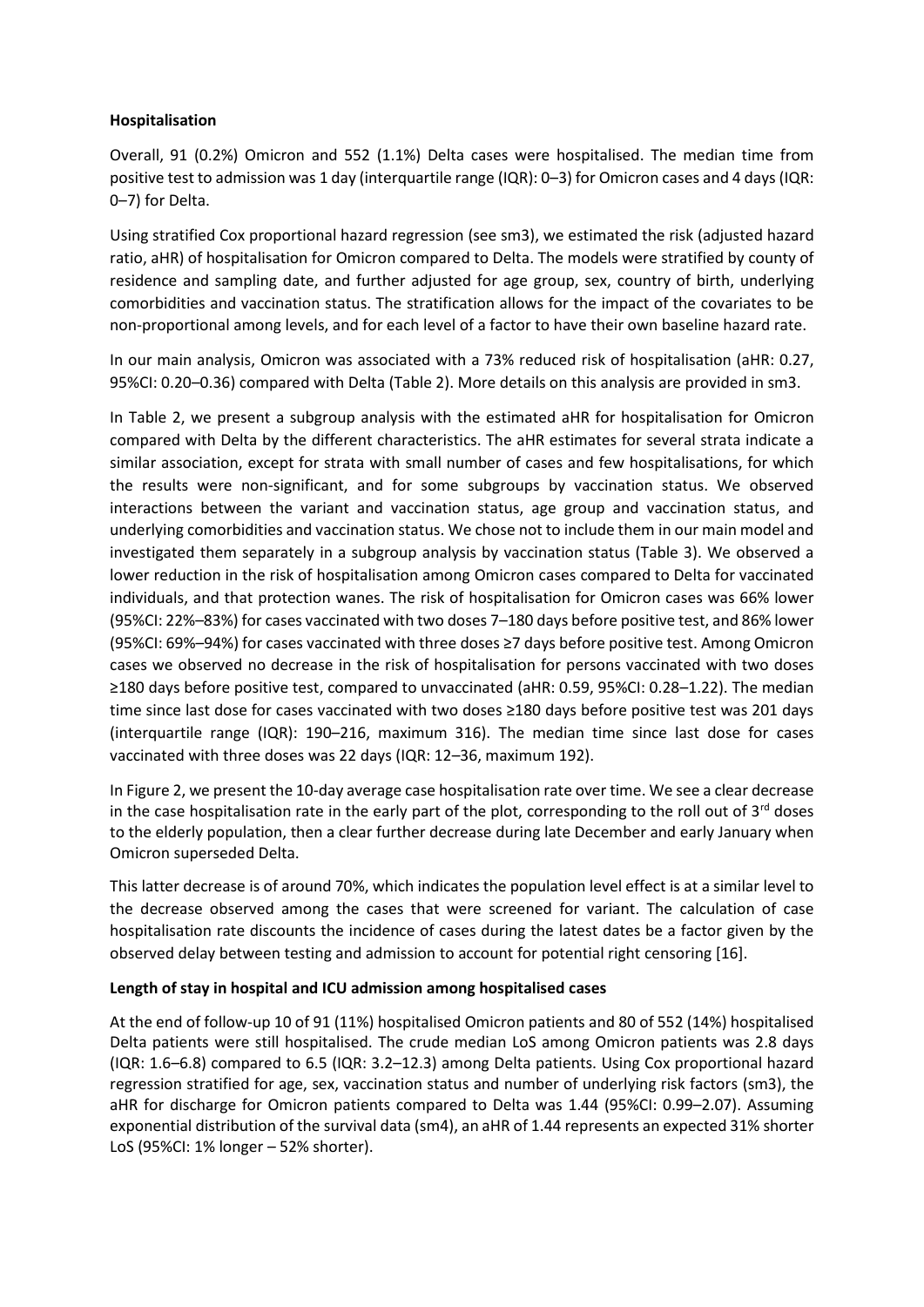**Hospitalisation**

Overall, 91 (0.2%) Omicron and 552 (1.1%) Delta cases were hospitalised. The median time from positive test to admission was 1 day (interquartile range (IQR): 0–3) for Omicron cases and 4 days (IQR: 0–7) for Delta.

Using stratified Cox proportional hazard regression (see sm3), we estimated the risk (adjusted hazard ratio, aHR) of hospitalisation for Omicron compared to Delta. The models were stratified by county of residence and sampling date, and further adjusted for age group, sex, country of birth, underlying comorbidities and vaccination status. The stratification allows for the impact of the covariates to be non-proportional among levels, and for each level of a factor to have their own baseline hazard rate.

In our main analysis, Omicron was associated with a 73% reduced risk of hospitalisation (aHR: 0.27, 95%CI: 0.20–0.36) compared with Delta (Table 2). More details on this analysis are provided in sm3.

In Table 2, we present a subgroup analysis with the estimated aHR for hospitalisation for Omicron compared with Delta by the different characteristics. The aHR estimates for several strata indicate a similar association, except for strata with small number of cases and few hospitalisations, for which the results were non-significant, and for some subgroups by vaccination status. We observed interactions between the variant and vaccination status, age group and vaccination status, and underlying comorbidities and vaccination status. We chose not to include them in our main model and investigated them separately in a subgroup analysis by vaccination status (Table 3). We observed a lower reduction in the risk of hospitalisation among Omicron cases compared to Delta for vaccinated individuals, and that protection wanes. The risk of hospitalisation for Omicron cases was 66% lower (95%CI: 22%–83%) for cases vaccinated with two doses 7–180 days before positive test, and 86% lower (95%CI: 69%–94%) for cases vaccinated with three doses ≥7 days before positive test. Among Omicron cases we observed no decrease in the risk of hospitalisation for persons vaccinated with two doses ≥180 days before positive test, compared to unvaccinated (aHR: 0.59, 95%CI: 0.28–1.22). The median time since last dose for cases vaccinated with two doses ≥180 days before positive test was 201 days (interquartile range (IQR): 190–216, maximum 316). The median time since last dose for cases vaccinated with three doses was 22 days (IQR: 12–36, maximum 192).

In Figure 2, we present the 10-day average case hospitalisation rate over time. We see a clear decrease in the case hospitalisation rate in the early part of the plot, corresponding to the roll out of 3rd doses to the elderly population, then a clear further decrease during late December and early January when Omicron superseded Delta.

This latter decrease is of around 70%, which indicates the population level effect is at a similar level to the decrease observed among the cases that were screened for variant. The calculation of case hospitalisation rate discounts the incidence of cases during the latest dates be a factor given by the observed delay between testing and admission to account for potential right censoring [16].

**Length of stay in hospital and ICU admission among hospitalised cases**

At the end of follow-up 10 of 91 (11%) hospitalised Omicron patients and 80 of 552 (14%) hospitalised Delta patients were still hospitalised. The crude median LoS among Omicron patients was 2.8 days (IQR: 1.6–6.8) compared to 6.5 (IQR: 3.2–12.3) among Delta patients. Using Cox proportional hazard regression stratified for age, sex, vaccination status and number of underlying risk factors (sm3), the aHR for discharge for Omicron patients compared to Delta was 1.44 (95%CI: 0.99–2.07). Assuming exponential distribution of the survival data (sm4), an aHR of 1.44 represents an expected 31% shorter LoS (95%CI: 1% longer – 52% shorter).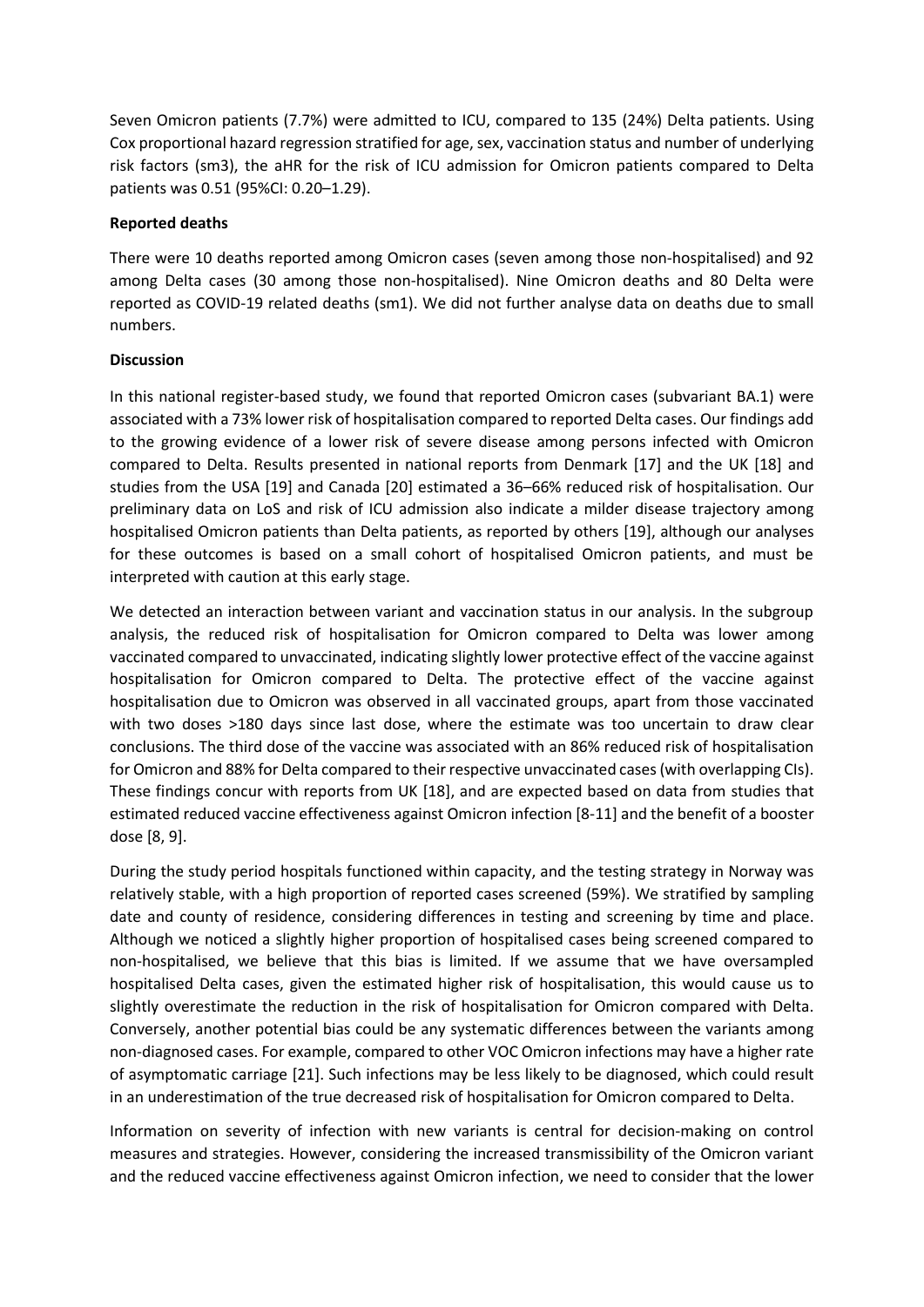Seven Omicron patients (7.7%) were admitted to ICU, compared to 135 (24%) Delta patients. Using Cox proportional hazard regression stratified for age, sex, vaccination status and number of underlying risk factors (sm3), the aHR for the risk of ICU admission for Omicron patients compared to Delta patients was 0.51 (95%CI: 0.20–1.29).

**Reported deaths**

There were 10 deaths reported among Omicron cases (seven among those non-hospitalised) and 92 among Delta cases (30 among those non-hospitalised). Nine Omicron deaths and 80 Delta were reported as COVID-19 related deaths (sm1). We did not further analyse data on deaths due to small numbers.

**Discussion**

In this national register-based study, we found that reported Omicron cases (subvariant BA.1) were associated with a 73% lower risk of hospitalisation compared to reported Delta cases. Our findings add to the growing evidence of a lower risk of severe disease among persons infected with Omicron compared to Delta. Results presented in national reports from Denmark [17] and the UK [18] and studies from the USA [19] and Canada [20] estimated a 36–66% reduced risk of hospitalisation. Our preliminary data on LoS and risk of ICU admission also indicate a milder disease trajectory among hospitalised Omicron patients than Delta patients, as reported by others [19], although our analyses for these outcomes is based on a small cohort of hospitalised Omicron patients, and must be interpreted with caution at this early stage.

We detected an interaction between variant and vaccination status in our analysis. In the subgroup analysis, the reduced risk of hospitalisation for Omicron compared to Delta was lower among vaccinated compared to unvaccinated, indicating slightly lower protective effect of the vaccine against hospitalisation for Omicron compared to Delta. The protective effect of the vaccine against hospitalisation due to Omicron was observed in all vaccinated groups, apart from those vaccinated with two doses >180 days since last dose, where the estimate was too uncertain to draw clear conclusions. The third dose of the vaccine was associated with an 86% reduced risk of hospitalisation for Omicron and 88% for Delta compared to their respective unvaccinated cases (with overlapping CIs). These findings concur with reports from UK [18], and are expected based on data from studies that estimated reduced vaccine effectiveness against Omicron infection [8-11] and the benefit of a booster dose [8, 9].

During the study period hospitals functioned within capacity, and the testing strategy in Norway was relatively stable, with a high proportion of reported cases screened (59%). We stratified by sampling date and county of residence, considering differences in testing and screening by time and place. Although we noticed a slightly higher proportion of hospitalised cases being screened compared to non-hospitalised, we believe that this bias is limited. If we assume that we have oversampled hospitalised Delta cases, given the estimated higher risk of hospitalisation, this would cause us to slightly overestimate the reduction in the risk of hospitalisation for Omicron compared with Delta. Conversely, another potential bias could be any systematic differences between the variants among non-diagnosed cases. For example, compared to other VOC Omicron infections may have a higher rate of asymptomatic carriage [21]. Such infections may be less likely to be diagnosed, which could result in an underestimation of the true decreased risk of hospitalisation for Omicron compared to Delta.

Information on severity of infection with new variants is central for decision-making on control measures and strategies. However, considering the increased transmissibility of the Omicron variant and the reduced vaccine effectiveness against Omicron infection, we need to consider that the lower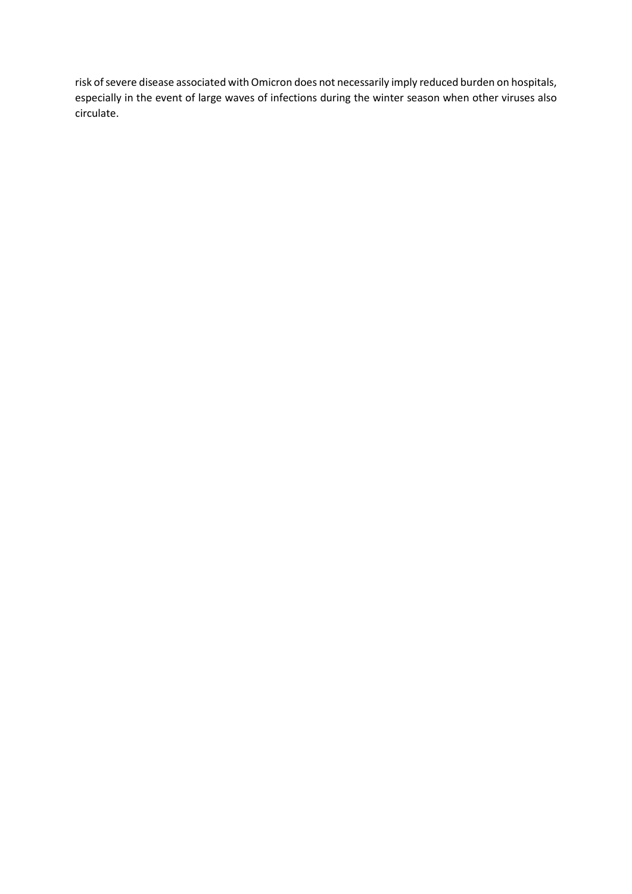risk of severe disease associated with Omicron does not necessarily imply reduced burden on hospitals, especially in the event of large waves of infections during the winter season when other viruses also circulate.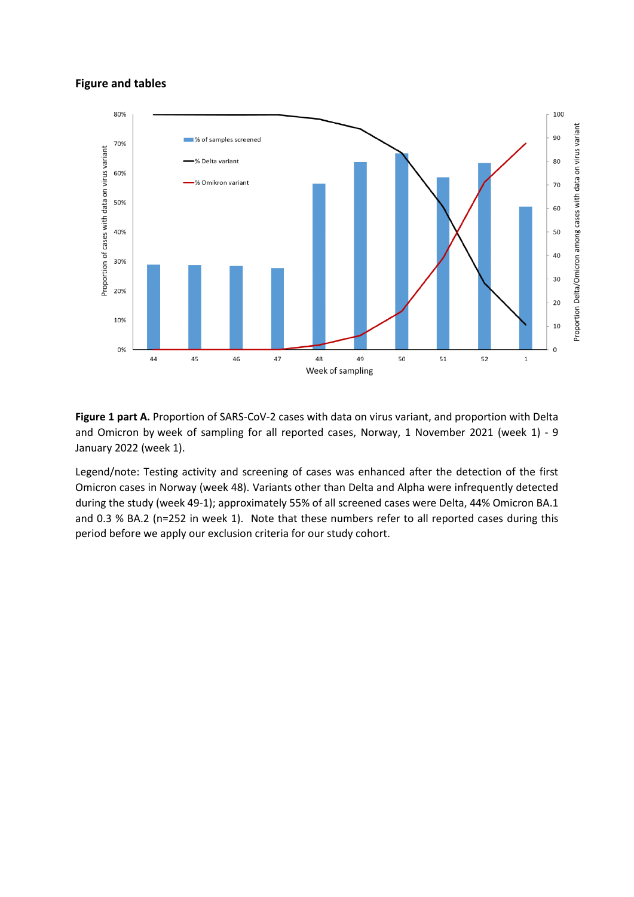## Figure and tables

**Figure 1 part A.** Proportion of SARS-CoV-2 cases with data on virus variant, and proportion with Delta and Omicron by week of sampling for all reported cases, Norway, 1 November 2021 (week 1) - 9 January 2022 (week 1).

Legend/note: Testing activity and screening of cases was enhanced after the detection of the first Omicron cases in Norway (week 48). Variants other than Delta and Alpha were infrequently detected during the study (week 49-1); approximately 55% of all screened cases were Delta, 44% Omicron BA.1 and 0.3 % BA.2 (n=252 in week 1). Note that these numbers refer to all reported cases during this period before we apply our exclusion criteria for our study cohort.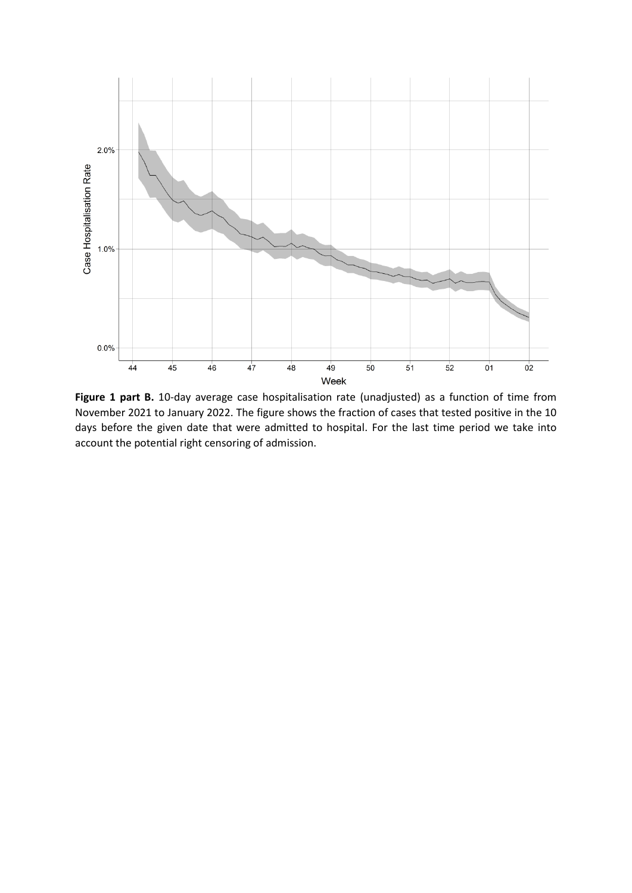**Figure 1 part B.** 10-day average case hospitalisation rate (unadjusted) as a function of time from November 2021 to January 2022. The figure shows the fraction of cases that tested positive in the 10 days before the given date that were admitted to hospital. For the last time period we take into account the potential right censoring of admission.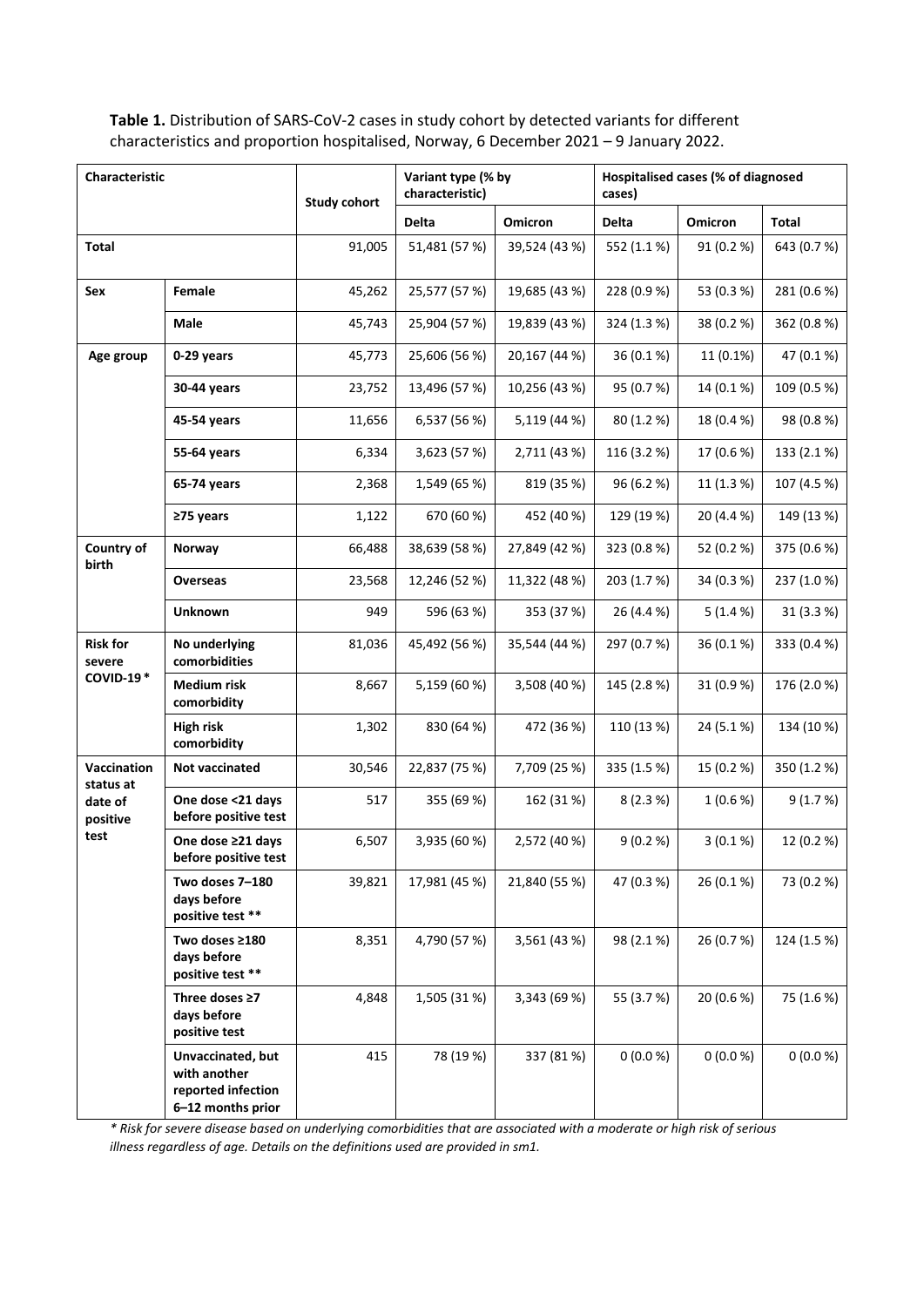**Table 1.** Distribution of SARS-CoV-2 cases in study cohort by detected variants for different characteristics and proportion hospitalised, Norway, 6 December 2021 – 9 January 2022.

| Characteristic | | Study cohort | Variant type (% by characteristic) | | Hospitalised cases (% of diagnosed cases) | | |
|---|---|---|---|---|---|---|---|
| | | | **Delta** | **Omicron** | **Delta** | **Omicron** | **Total** |
| **Total** | | 91,005 | 51,481 (57 %) | 39,524 (43 %) | 552 (1.1 %) | 91 (0.2 %) | 643 (0.7 %) |
| **Sex** | **Female** | 45,262 | 25,577 (57 %) | 19,685 (43 %) | 228 (0.9 %) | 53 (0.3 %) | 281 (0.6 %) |
| | **Male** | 45,743 | 25,904 (57 %) | 19,839 (43 %) | 324 (1.3 %) | 38 (0.2 %) | 362 (0.8 %) |
| **Age group** | **0-29 years** | 45,773 | 25,606 (56 %) | 20,167 (44 %) | 36 (0.1 %) | 11 (0.1%) | 47 (0.1 %) |
| | **30-44 years** | 23,752 | 13,496 (57 %) | 10,256 (43 %) | 95 (0.7 %) | 14 (0.1 %) | 109 (0.5 %) |
| | **45-54 years** | 11,656 | 6,537 (56 %) | 5,119 (44 %) | 80 (1.2 %) | 18 (0.4 %) | 98 (0.8 %) |
| | **55-64 years** | 6,334 | 3,623 (57 %) | 2,711 (43 %) | 116 (3.2 %) | 17 (0.6 %) | 133 (2.1 %) |
| | **65-74 years** | 2,368 | 1,549 (65 %) | 819 (35 %) | 96 (6.2 %) | 11 (1.3 %) | 107 (4.5 %) |
| | **≥75 years** | 1,122 | 670 (60 %) | 452 (40 %) | 129 (19 %) | 20 (4.4 %) | 149 (13 %) |
| **Country of birth** | **Norway** | 66,488 | 38,639 (58 %) | 27,849 (42 %) | 323 (0.8 %) | 52 (0.2 %) | 375 (0.6 %) |
| | **Overseas** | 23,568 | 12,246 (52 %) | 11,322 (48 %) | 203 (1.7 %) | 34 (0.3 %) | 237 (1.0 %) |
| | **Unknown** | 949 | 596 (63 %) | 353 (37 %) | 26 (4.4 %) | 5 (1.4 %) | 31 (3.3 %) |
| **Risk for severe COVID-19 *** | **No underlying comorbidities** | 81,036 | 45,492 (56 %) | 35,544 (44 %) | 297 (0.7 %) | 36 (0.1 %) | 333 (0.4 %) |
| | **Medium risk comorbidity** | 8,667 | 5,159 (60 %) | 3,508 (40 %) | 145 (2.8 %) | 31 (0.9 %) | 176 (2.0 %) |
| | **High risk comorbidity** | 1,302 | 830 (64 %) | 472 (36 %) | 110 (13 %) | 24 (5.1 %) | 134 (10 %) |
| **Vaccination status at date of positive test** | **Not vaccinated** | 30,546 | 22,837 (75 %) | 7,709 (25 %) | 335 (1.5 %) | 15 (0.2 %) | 350 (1.2 %) |
| | **One dose <21 days before positive test** | 517 | 355 (69 %) | 162 (31 %) | 8 (2.3 %) | 1 (0.6 %) | 9 (1.7 %) |
| | **One dose ≥21 days before positive test** | 6,507 | 3,935 (60 %) | 2,572 (40 %) | 9 (0.2 %) | 3 (0.1 %) | 12 (0.2 %) |
| | **Two doses 7–180 days before positive test ** ** | 39,821 | 17,981 (45 %) | 21,840 (55 %) | 47 (0.3 %) | 26 (0.1 %) | 73 (0.2 %) |
| | **Two doses ≥180 days before positive test ** ** | 8,351 | 4,790 (57 %) | 3,561 (43 %) | 98 (2.1 %) | 26 (0.7 %) | 124 (1.5 %) |
| | **Three doses ≥7 days before positive test** | 4,848 | 1,505 (31 %) | 3,343 (69 %) | 55 (3.7 %) | 20 (0.6 %) | 75 (1.6 %) |
| | **Unvaccinated, but with another reported infection 6–12 months prior** | 415 | 78 (19 %) | 337 (81 %) | 0 (0.0 %) | 0 (0.0 %) | 0 (0.0 %) |

*\* Risk for severe disease based on underlying comorbidities that are associated with a moderate or high risk of serious illness regardless of age. Details on the definitions used are provided in sm1.*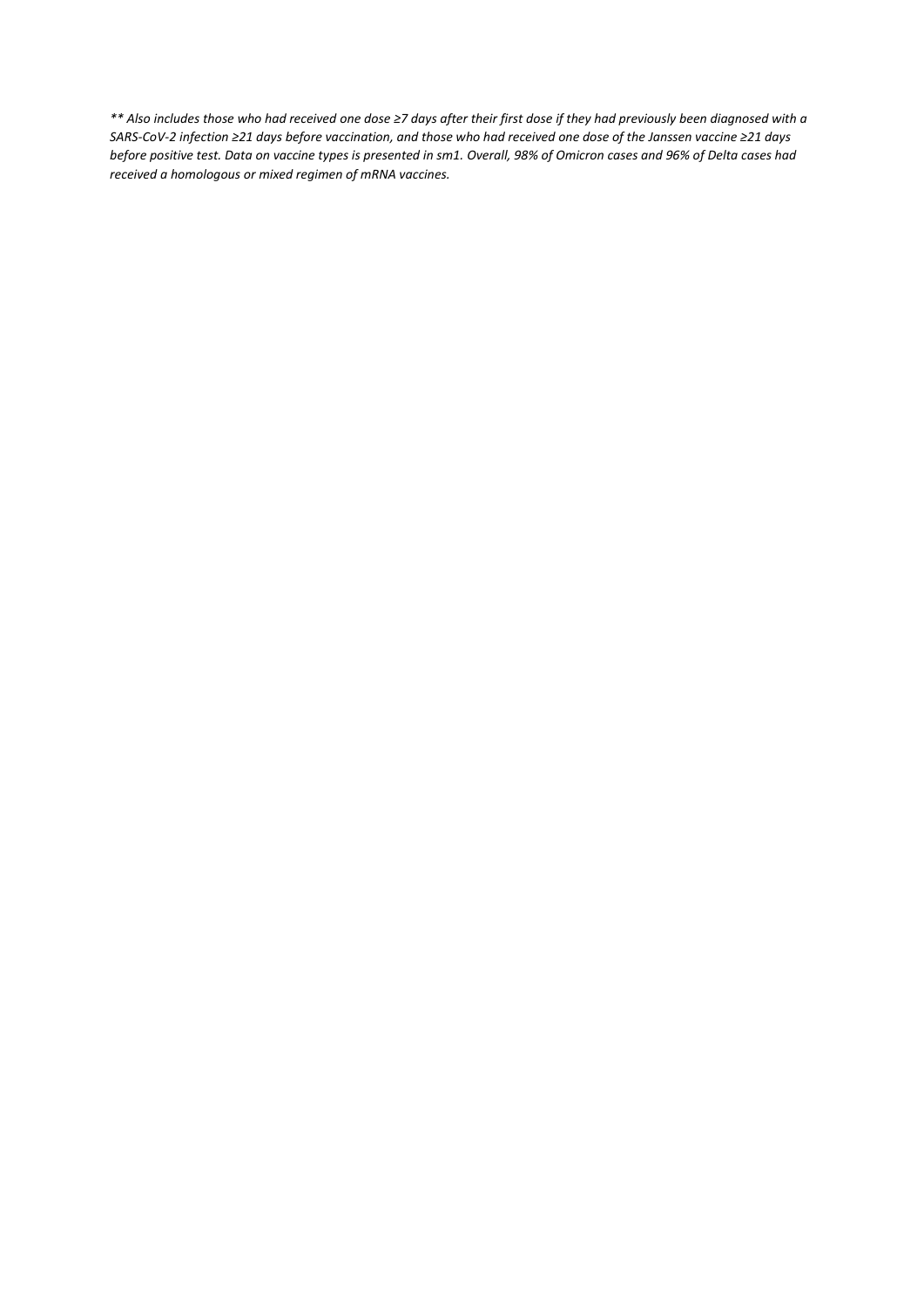*** Also includes those who had received one dose ≥7 days after their first dose if they had previously been diagnosed with a SARS-CoV-2 infection ≥21 days before vaccination, and those who had received one dose of the Janssen vaccine ≥21 days before positive test. Data on vaccine types is presented in sm1. Overall, 98% of Omicron cases and 96% of Delta cases had received a homologous or mixed regimen of mRNA vaccines.*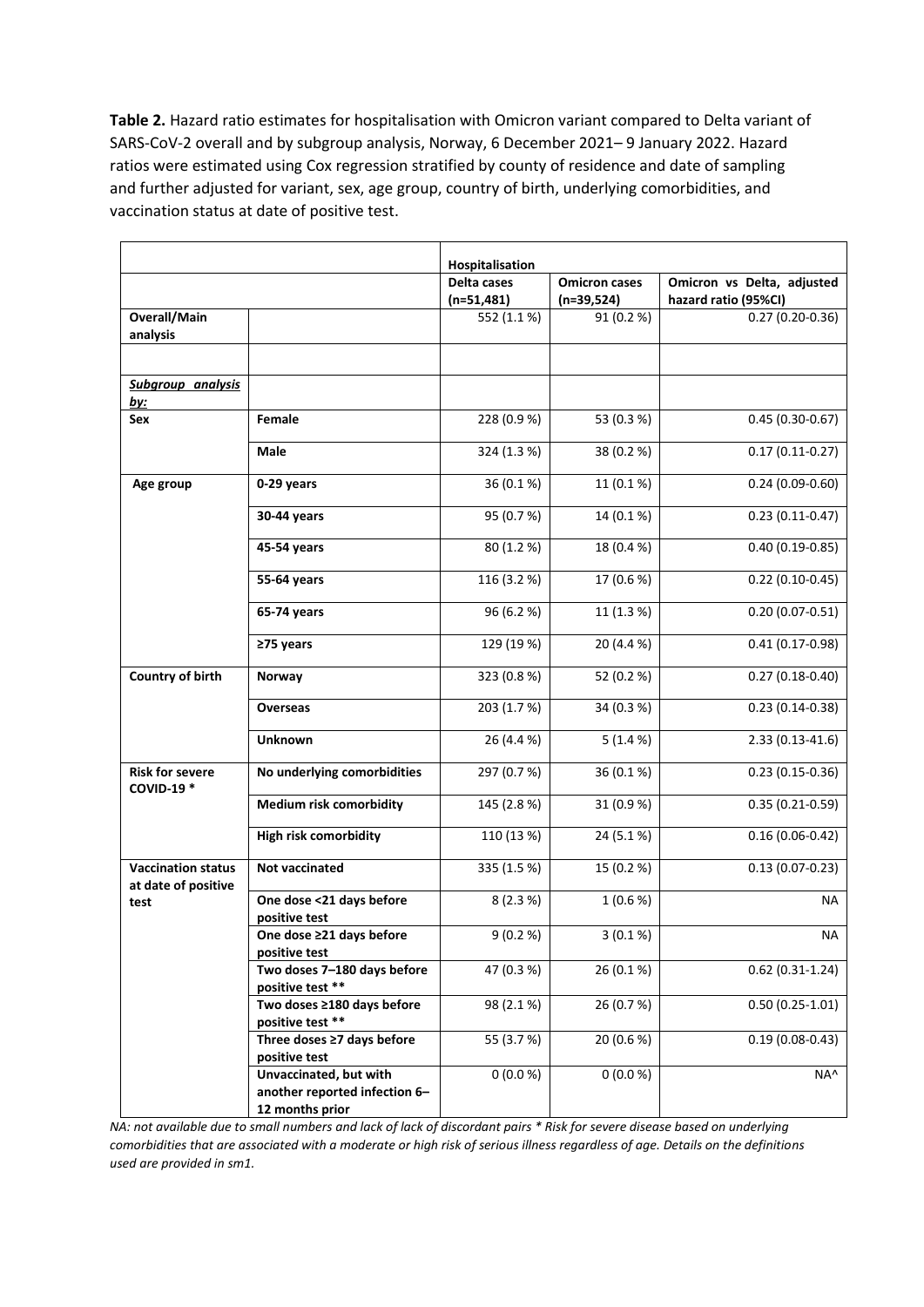**Table 2.** Hazard ratio estimates for hospitalisation with Omicron variant compared to Delta variant of SARS-CoV-2 overall and by subgroup analysis, Norway, 6 December 2021– 9 January 2022. Hazard ratios were estimated using Cox regression stratified by county of residence and date of sampling and further adjusted for variant, sex, age group, country of birth, underlying comorbidities, and vaccination status at date of positive test.

| | | Hospitalisation | | |
|---|---|---|---|---|
| | | **Delta cases (n=51,481)** | **Omicron cases (n=39,524)** | **Omicron vs Delta, adjusted hazard ratio (95%CI)** |
| **Overall/Main analysis** | | 552 (1.1 %) | 91 (0.2 %) | 0.27 (0.20-0.36) |
| | | | | |
| ***Subgroup analysis by:*** | | | | |
| **Sex** | **Female** | 228 (0.9 %) | 53 (0.3 %) | 0.45 (0.30-0.67) |
| | **Male** | 324 (1.3 %) | 38 (0.2 %) | 0.17 (0.11-0.27) |
| **Age group** | **0-29 years** | 36 (0.1 %) | 11 (0.1 %) | 0.24 (0.09-0.60) |
| | **30-44 years** | 95 (0.7 %) | 14 (0.1 %) | 0.23 (0.11-0.47) |
| | **45-54 years** | 80 (1.2 %) | 18 (0.4 %) | 0.40 (0.19-0.85) |
| | **55-64 years** | 116 (3.2 %) | 17 (0.6 %) | 0.22 (0.10-0.45) |
| | **65-74 years** | 96 (6.2 %) | 11 (1.3 %) | 0.20 (0.07-0.51) |
| | **≥75 years** | 129 (19 %) | 20 (4.4 %) | 0.41 (0.17-0.98) |
| **Country of birth** | **Norway** | 323 (0.8 %) | 52 (0.2 %) | 0.27 (0.18-0.40) |
| | **Overseas** | 203 (1.7 %) | 34 (0.3 %) | 0.23 (0.14-0.38) |
| | **Unknown** | 26 (4.4 %) | 5 (1.4 %) | 2.33 (0.13-41.6) |
| **Risk for severe COVID-19 *** | **No underlying comorbidities** | 297 (0.7 %) | 36 (0.1 %) | 0.23 (0.15-0.36) |
| | **Medium risk comorbidity** | 145 (2.8 %) | 31 (0.9 %) | 0.35 (0.21-0.59) |
| | **High risk comorbidity** | 110 (13 %) | 24 (5.1 %) | 0.16 (0.06-0.42) |
| **Vaccination status at date of positive test** | **Not vaccinated** | 335 (1.5 %) | 15 (0.2 %) | 0.13 (0.07-0.23) |
| | **One dose <21 days before positive test** | 8 (2.3 %) | 1 (0.6 %) | NA |
| | **One dose ≥21 days before positive test** | 9 (0.2 %) | 3 (0.1 %) | NA |
| | **Two doses 7–180 days before positive test **** | 47 (0.3 %) | 26 (0.1 %) | 0.62 (0.31-1.24) |
| | **Two doses ≥180 days before positive test **** | 98 (2.1 %) | 26 (0.7 %) | 0.50 (0.25-1.01) |
| | **Three doses ≥7 days before positive test** | 55 (3.7 %) | 20 (0.6 %) | 0.19 (0.08-0.43) |
| | **Unvaccinated, but with another reported infection 6–12 months prior** | 0 (0.0 %) | 0 (0.0 %) | NA^ |

*NA: not available due to small numbers and lack of lack of discordant pairs * Risk for severe disease based on underlying comorbidities that are associated with a moderate or high risk of serious illness regardless of age. Details on the definitions used are provided in sm1.*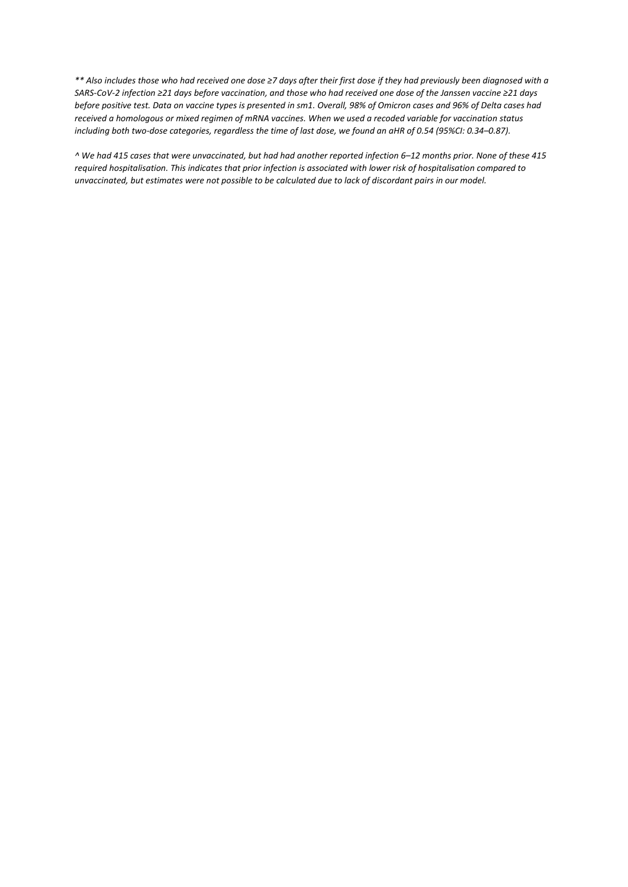*** Also includes those who had received one dose ≥7 days after their first dose if they had previously been diagnosed with a SARS-CoV-2 infection ≥21 days before vaccination, and those who had received one dose of the Janssen vaccine ≥21 days before positive test. Data on vaccine types is presented in sm1. Overall, 98% of Omicron cases and 96% of Delta cases had received a homologous or mixed regimen of mRNA vaccines. When we used a recoded variable for vaccination status including both two-dose categories, regardless the time of last dose, we found an aHR of 0.54 (95%CI: 0.34–0.87).*

*^ We had 415 cases that were unvaccinated, but had had another reported infection 6–12 months prior. None of these 415 required hospitalisation. This indicates that prior infection is associated with lower risk of hospitalisation compared to unvaccinated, but estimates were not possible to be calculated due to lack of discordant pairs in our model.*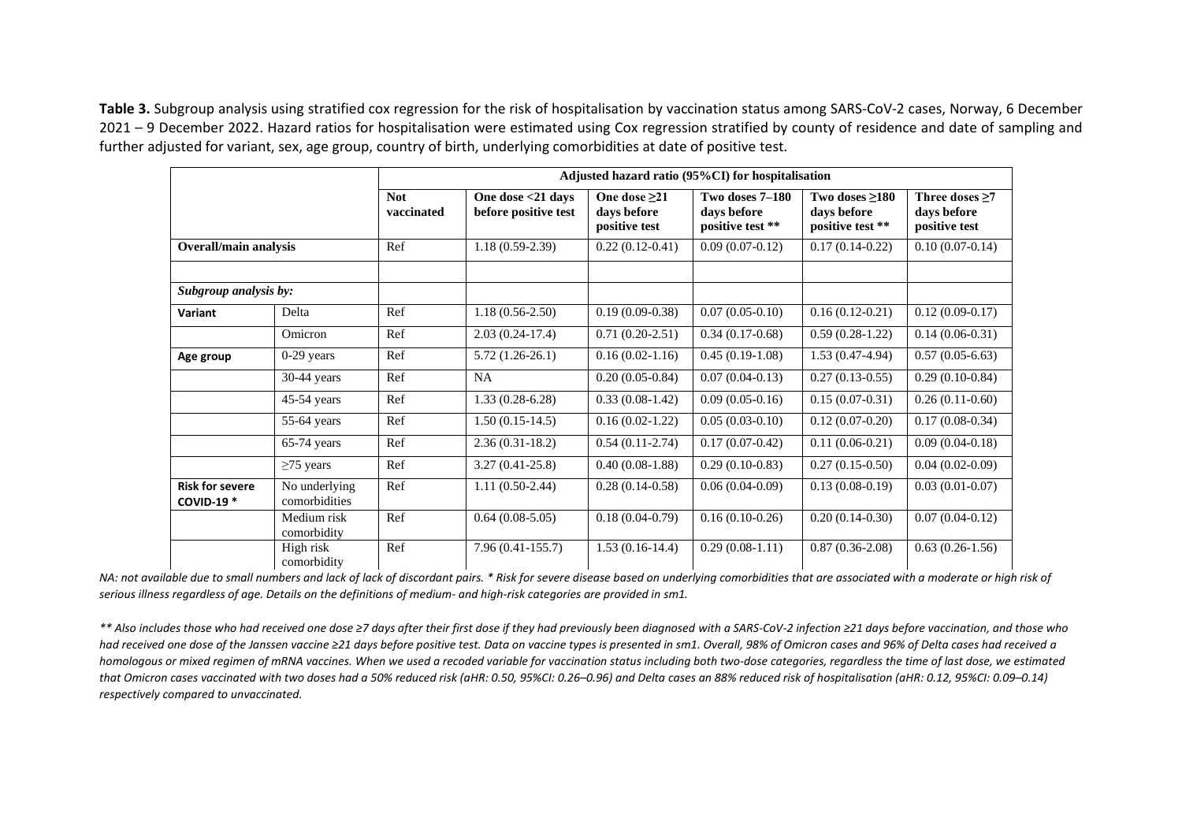**Table 3.** Subgroup analysis using stratified cox regression for the risk of hospitalisation by vaccination status among SARS-CoV-2 cases, Norway, 6 December 2021 – 9 December 2022. Hazard ratios for hospitalisation were estimated using Cox regression stratified by county of residence and date of sampling and further adjusted for variant, sex, age group, country of birth, underlying comorbidities at date of positive test.

| | | Adjusted hazard ratio (95%CI) for hospitalisation | | | | | |
|---|---|---|---|---|---|---|---|
| | | **Not vaccinated** | **One dose <21 days before positive test** | **One dose ≥21 days before positive test** | **Two doses 7–180 days before positive test \*\*** | **Two doses ≥180 days before positive test \*\*** | **Three doses ≥7 days before positive test** |
| **Overall/main analysis** | | Ref | 1.18 (0.59-2.39) | 0.22 (0.12-0.41) | 0.09 (0.07-0.12) | 0.17 (0.14-0.22) | 0.10 (0.07-0.14) |
| | | | | | | | |
| ***Subgroup analysis by:*** | | | | | | | |
| **Variant** | Delta | Ref | 1.18 (0.56-2.50) | 0.19 (0.09-0.38) | 0.07 (0.05-0.10) | 0.16 (0.12-0.21) | 0.12 (0.09-0.17) |
| | Omicron | Ref | 2.03 (0.24-17.4) | 0.71 (0.20-2.51) | 0.34 (0.17-0.68) | 0.59 (0.28-1.22) | 0.14 (0.06-0.31) |
| **Age group** | 0-29 years | Ref | 5.72 (1.26-26.1) | 0.16 (0.02-1.16) | 0.45 (0.19-1.08) | 1.53 (0.47-4.94) | 0.57 (0.05-6.63) |
| | 30-44 years | Ref | NA | 0.20 (0.05-0.84) | 0.07 (0.04-0.13) | 0.27 (0.13-0.55) | 0.29 (0.10-0.84) |
| | 45-54 years | Ref | 1.33 (0.28-6.28) | 0.33 (0.08-1.42) | 0.09 (0.05-0.16) | 0.15 (0.07-0.31) | 0.26 (0.11-0.60) |
| | 55-64 years | Ref | 1.50 (0.15-14.5) | 0.16 (0.02-1.22) | 0.05 (0.03-0.10) | 0.12 (0.07-0.20) | 0.17 (0.08-0.34) |
| | 65-74 years | Ref | 2.36 (0.31-18.2) | 0.54 (0.11-2.74) | 0.17 (0.07-0.42) | 0.11 (0.06-0.21) | 0.09 (0.04-0.18) |
| | ≥75 years | Ref | 3.27 (0.41-25.8) | 0.40 (0.08-1.88) | 0.29 (0.10-0.83) | 0.27 (0.15-0.50) | 0.04 (0.02-0.09) |
| **Risk for severe COVID-19 \*** | No underlying comorbidities | Ref | 1.11 (0.50-2.44) | 0.28 (0.14-0.58) | 0.06 (0.04-0.09) | 0.13 (0.08-0.19) | 0.03 (0.01-0.07) |
| | Medium risk comorbidity | Ref | 0.64 (0.08-5.05) | 0.18 (0.04-0.79) | 0.16 (0.10-0.26) | 0.20 (0.14-0.30) | 0.07 (0.04-0.12) |
| | High risk comorbidity | Ref | 7.96 (0.41-155.7) | 1.53 (0.16-14.4) | 0.29 (0.08-1.11) | 0.87 (0.36-2.08) | 0.63 (0.26-1.56) |

*NA: not available due to small numbers and lack of lack of discordant pairs. \* Risk for severe disease based on underlying comorbidities that are associated with a moderate or high risk of serious illness regardless of age. Details on the definitions of medium- and high-risk categories are provided in sm1.*

*\*\* Also includes those who had received one dose ≥7 days after their first dose if they had previously been diagnosed with a SARS-CoV-2 infection ≥21 days before vaccination, and those who had received one dose of the Janssen vaccine ≥21 days before positive test. Data on vaccine types is presented in sm1. Overall, 98% of Omicron cases and 96% of Delta cases had received a homologous or mixed regimen of mRNA vaccines. When we used a recoded variable for vaccination status including both two-dose categories, regardless the time of last dose, we estimated that Omicron cases vaccinated with two doses had a 50% reduced risk (aHR: 0.50, 95%CI: 0.26–0.96) and Delta cases an 88% reduced risk of hospitalisation (aHR: 0.12, 95%CI: 0.09–0.14) respectively compared to unvaccinated.*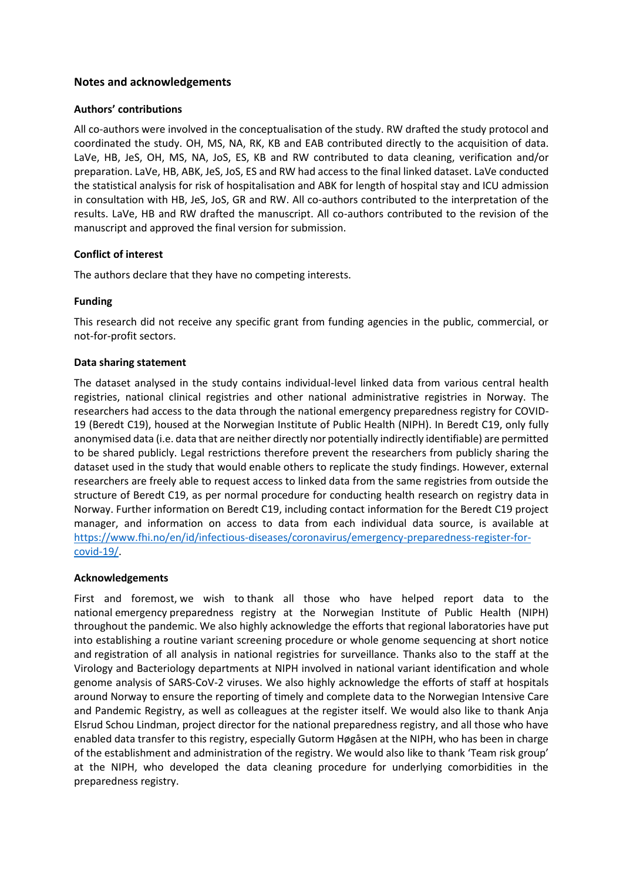## Notes and acknowledgements

### Authors' contributions

All co-authors were involved in the conceptualisation of the study. RW drafted the study protocol and coordinated the study. OH, MS, NA, RK, KB and EAB contributed directly to the acquisition of data. LaVe, HB, JeS, OH, MS, NA, JoS, ES, KB and RW contributed to data cleaning, verification and/or preparation. LaVe, HB, ABK, JeS, JoS, ES and RW had access to the final linked dataset. LaVe conducted the statistical analysis for risk of hospitalisation and ABK for length of hospital stay and ICU admission in consultation with HB, JeS, JoS, GR and RW. All co-authors contributed to the interpretation of the results. LaVe, HB and RW drafted the manuscript. All co-authors contributed to the revision of the manuscript and approved the final version for submission.

### Conflict of interest

The authors declare that they have no competing interests.

### Funding

This research did not receive any specific grant from funding agencies in the public, commercial, or not-for-profit sectors.

### Data sharing statement

The dataset analysed in the study contains individual-level linked data from various central health registries, national clinical registries and other national administrative registries in Norway. The researchers had access to the data through the national emergency preparedness registry for COVID-19 (Beredt C19), housed at the Norwegian Institute of Public Health (NIPH). In Beredt C19, only fully anonymised data (i.e. data that are neither directly nor potentially indirectly identifiable) are permitted to be shared publicly. Legal restrictions therefore prevent the researchers from publicly sharing the dataset used in the study that would enable others to replicate the study findings. However, external researchers are freely able to request access to linked data from the same registries from outside the structure of Beredt C19, as per normal procedure for conducting health research on registry data in Norway. Further information on Beredt C19, including contact information for the Beredt C19 project manager, and information on access to data from each individual data source, is available at https://www.fhi.no/en/id/infectious-diseases/coronavirus/emergency-preparedness-register-for-covid-19/.

### Acknowledgements

First and foremost, we wish to thank all those who have helped report data to the national emergency preparedness registry at the Norwegian Institute of Public Health (NIPH) throughout the pandemic. We also highly acknowledge the efforts that regional laboratories have put into establishing a routine variant screening procedure or whole genome sequencing at short notice and registration of all analysis in national registries for surveillance. Thanks also to the staff at the Virology and Bacteriology departments at NIPH involved in national variant identification and whole genome analysis of SARS-CoV-2 viruses. We also highly acknowledge the efforts of staff at hospitals around Norway to ensure the reporting of timely and complete data to the Norwegian Intensive Care and Pandemic Registry, as well as colleagues at the register itself. We would also like to thank Anja Elsrud Schou Lindman, project director for the national preparedness registry, and all those who have enabled data transfer to this registry, especially Gutorm Høgåsen at the NIPH, who has been in charge of the establishment and administration of the registry. We would also like to thank 'Team risk group' at the NIPH, who developed the data cleaning procedure for underlying comorbidities in the preparedness registry.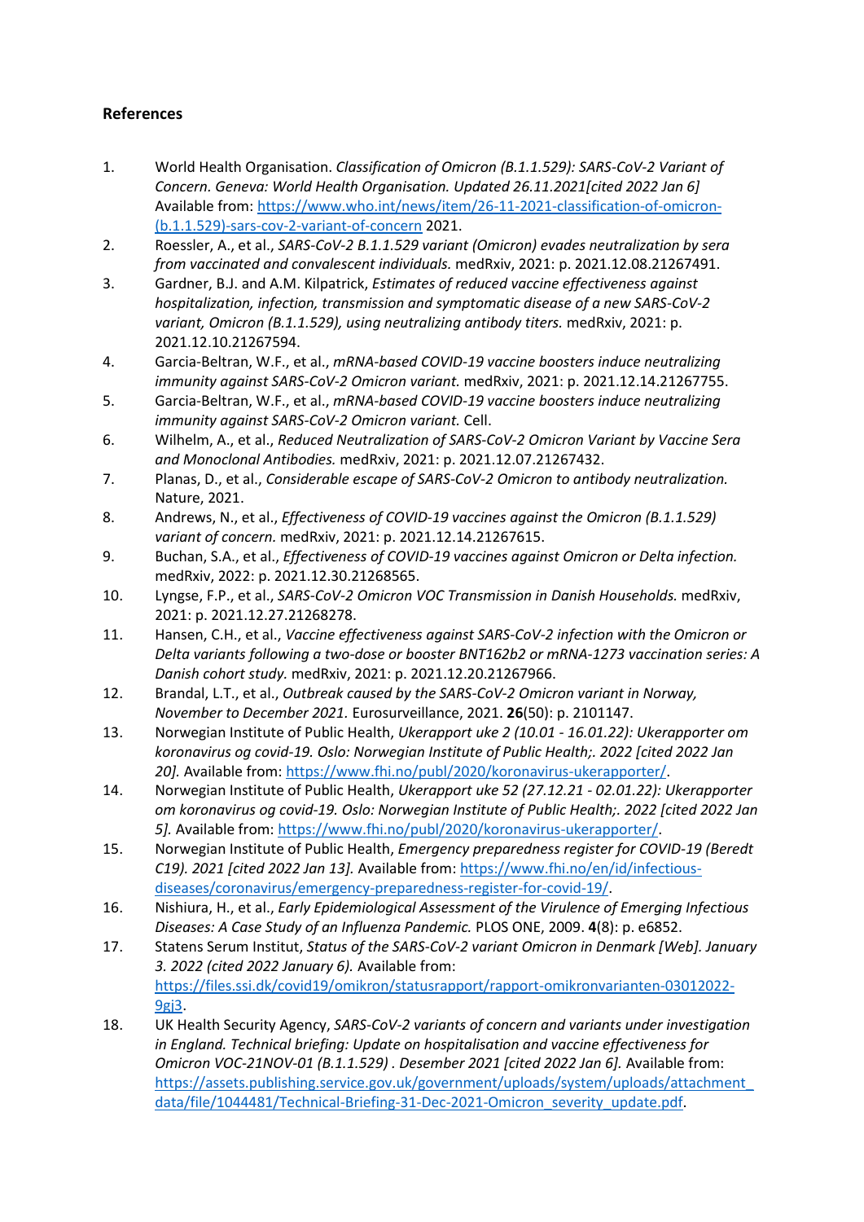**References**

1. World Health Organisation. *Classification of Omicron (B.1.1.529): SARS-CoV-2 Variant of Concern. Geneva: World Health Organisation. Updated 26.11.2021[cited 2022 Jan 6]* Available from: https://www.who.int/news/item/26-11-2021-classification-of-omicron-(b.1.1.529)-sars-cov-2-variant-of-concern 2021.
2. Roessler, A., et al., *SARS-CoV-2 B.1.1.529 variant (Omicron) evades neutralization by sera from vaccinated and convalescent individuals.* medRxiv, 2021: p. 2021.12.08.21267491.
3. Gardner, B.J. and A.M. Kilpatrick, *Estimates of reduced vaccine effectiveness against hospitalization, infection, transmission and symptomatic disease of a new SARS-CoV-2 variant, Omicron (B.1.1.529), using neutralizing antibody titers.* medRxiv, 2021: p. 2021.12.10.21267594.
4. Garcia-Beltran, W.F., et al., *mRNA-based COVID-19 vaccine boosters induce neutralizing immunity against SARS-CoV-2 Omicron variant.* medRxiv, 2021: p. 2021.12.14.21267755.
5. Garcia-Beltran, W.F., et al., *mRNA-based COVID-19 vaccine boosters induce neutralizing immunity against SARS-CoV-2 Omicron variant.* Cell.
6. Wilhelm, A., et al., *Reduced Neutralization of SARS-CoV-2 Omicron Variant by Vaccine Sera and Monoclonal Antibodies.* medRxiv, 2021: p. 2021.12.07.21267432.
7. Planas, D., et al., *Considerable escape of SARS-CoV-2 Omicron to antibody neutralization.* Nature, 2021.
8. Andrews, N., et al., *Effectiveness of COVID-19 vaccines against the Omicron (B.1.1.529) variant of concern.* medRxiv, 2021: p. 2021.12.14.21267615.
9. Buchan, S.A., et al., *Effectiveness of COVID-19 vaccines against Omicron or Delta infection.* medRxiv, 2022: p. 2021.12.30.21268565.
10. Lyngse, F.P., et al., *SARS-CoV-2 Omicron VOC Transmission in Danish Households.* medRxiv, 2021: p. 2021.12.27.21268278.
11. Hansen, C.H., et al., *Vaccine effectiveness against SARS-CoV-2 infection with the Omicron or Delta variants following a two-dose or booster BNT162b2 or mRNA-1273 vaccination series: A Danish cohort study.* medRxiv, 2021: p. 2021.12.20.21267966.
12. Brandal, L.T., et al., *Outbreak caused by the SARS-CoV-2 Omicron variant in Norway, November to December 2021.* Eurosurveillance, 2021. **26**(50): p. 2101147.
13. Norwegian Institute of Public Health, *Ukerapport uke 2 (10.01 - 16.01.22): Ukerapporter om koronavirus og covid-19. Oslo: Norwegian Institute of Public Health;. 2022 [cited 2022 Jan 20].* Available from: https://www.fhi.no/publ/2020/koronavirus-ukerapporter/.
14. Norwegian Institute of Public Health, *Ukerapport uke 52 (27.12.21 - 02.01.22): Ukerapporter om koronavirus og covid-19. Oslo: Norwegian Institute of Public Health;. 2022 [cited 2022 Jan 5].* Available from: https://www.fhi.no/publ/2020/koronavirus-ukerapporter/.
15. Norwegian Institute of Public Health, *Emergency preparedness register for COVID-19 (Beredt C19). 2021 [cited 2022 Jan 13].* Available from: https://www.fhi.no/en/id/infectious-diseases/coronavirus/emergency-preparedness-register-for-covid-19/.
16. Nishiura, H., et al., *Early Epidemiological Assessment of the Virulence of Emerging Infectious Diseases: A Case Study of an Influenza Pandemic.* PLOS ONE, 2009. **4**(8): p. e6852.
17. Statens Serum Institut, *Status of the SARS-CoV-2 variant Omicron in Denmark [Web]. January 3. 2022 (cited 2022 January 6).* Available from: https://files.ssi.dk/covid19/omikron/statusrapport/rapport-omikronvarianten-03012022-9gj3.
18. UK Health Security Agency, *SARS-CoV-2 variants of concern and variants under investigation in England. Technical briefing: Update on hospitalisation and vaccine effectiveness for Omicron VOC-21NOV-01 (B.1.1.529) . Desember 2021 [cited 2022 Jan 6].* Available from: https://assets.publishing.service.gov.uk/government/uploads/system/uploads/attachment_data/file/1044481/Technical-Briefing-31-Dec-2021-Omicron_severity_update.pdf.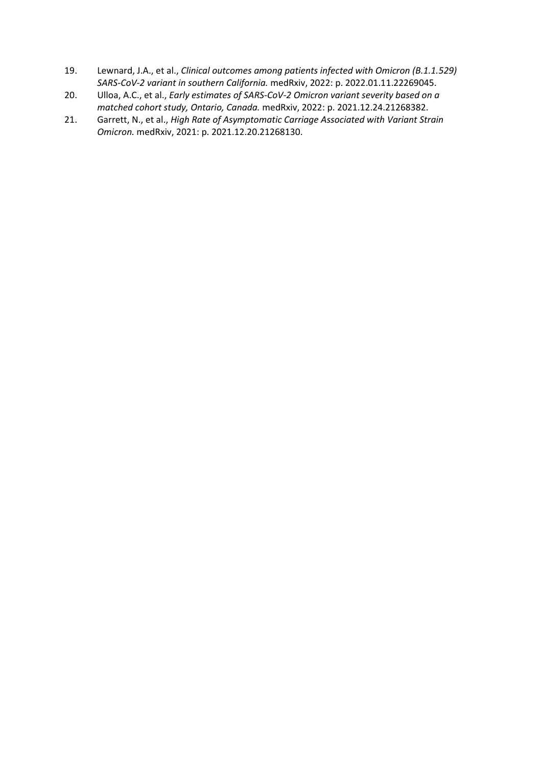19. Lewnard, J.A., et al., *Clinical outcomes among patients infected with Omicron (B.1.1.529) SARS-CoV-2 variant in southern California.* medRxiv, 2022: p. 2022.01.11.22269045.
20. Ulloa, A.C., et al., *Early estimates of SARS-CoV-2 Omicron variant severity based on a matched cohort study, Ontario, Canada.* medRxiv, 2022: p. 2021.12.24.21268382.
21. Garrett, N., et al., *High Rate of Asymptomatic Carriage Associated with Variant Strain Omicron.* medRxiv, 2021: p. 2021.12.20.21268130.